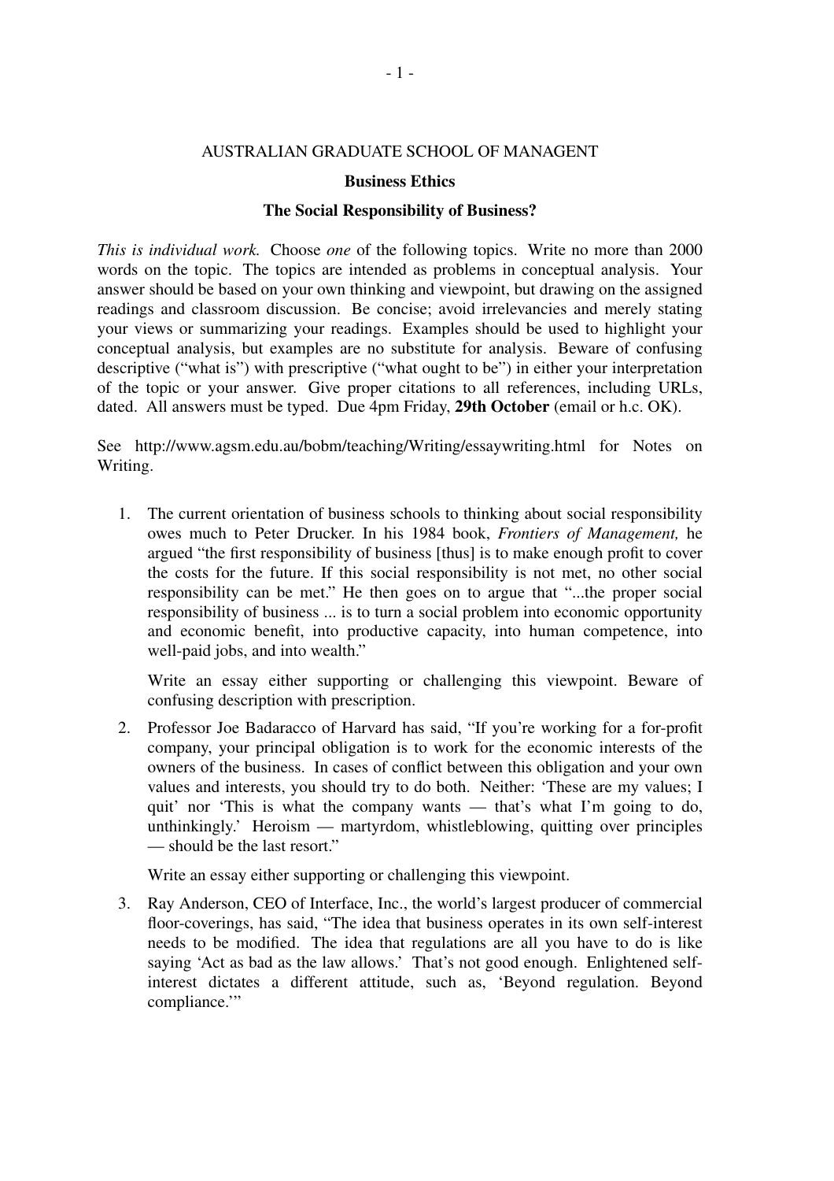AUSTRALIAN GRADUATE SCHOOL OF MANAGENT

**Business Ethics**

**The Social Responsibility of Business?**

*This is individual work.* Choose *one* of the following topics. Write no more than 2000 words on the topic. The topics are intended as problems in conceptual analysis. Your answer should be based on your own thinking and viewpoint, but drawing on the assigned readings and classroom discussion. Be concise; avoid irrelevancies and merely stating your views or summarizing your readings. Examples should be used to highlight your conceptual analysis, but examples are no substitute for analysis. Beware of confusing descriptive ("what is") with prescriptive ("what ought to be") in either your interpretation of the topic or your answer. Give proper citations to all references, including URLs, dated. All answers must be typed. Due 4pm Friday, **29th October** (email or h.c. OK).

See http://www.agsm.edu.au/bobm/teaching/Writing/essaywriting.html for Notes on Writing.

1. The current orientation of business schools to thinking about social responsibility owes much to Peter Drucker. In his 1984 book, *Frontiers of Management,* he argued "the first responsibility of business [thus] is to make enough profit to cover the costs for the future. If this social responsibility is not met, no other social responsibility can be met." He then goes on to argue that "...the proper social responsibility of business ... is to turn a social problem into economic opportunity and economic benefit, into productive capacity, into human competence, into well-paid jobs, and into wealth."

   Write an essay either supporting or challenging this viewpoint. Beware of confusing description with prescription.

2. Professor Joe Badaracco of Harvard has said, "If you're working for a for-profit company, your principal obligation is to work for the economic interests of the owners of the business. In cases of conflict between this obligation and your own values and interests, you should try to do both. Neither: 'These are my values; I quit' nor 'This is what the company wants — that's what I'm going to do, unthinkingly.' Heroism — martyrdom, whistleblowing, quitting over principles — should be the last resort."

   Write an essay either supporting or challenging this viewpoint.

3. Ray Anderson, CEO of Interface, Inc., the world's largest producer of commercial floor-coverings, has said, "The idea that business operates in its own self-interest needs to be modified. The idea that regulations are all you have to do is like saying 'Act as bad as the law allows.' That's not good enough. Enlightened self-interest dictates a different attitude, such as, 'Beyond regulation. Beyond compliance.'"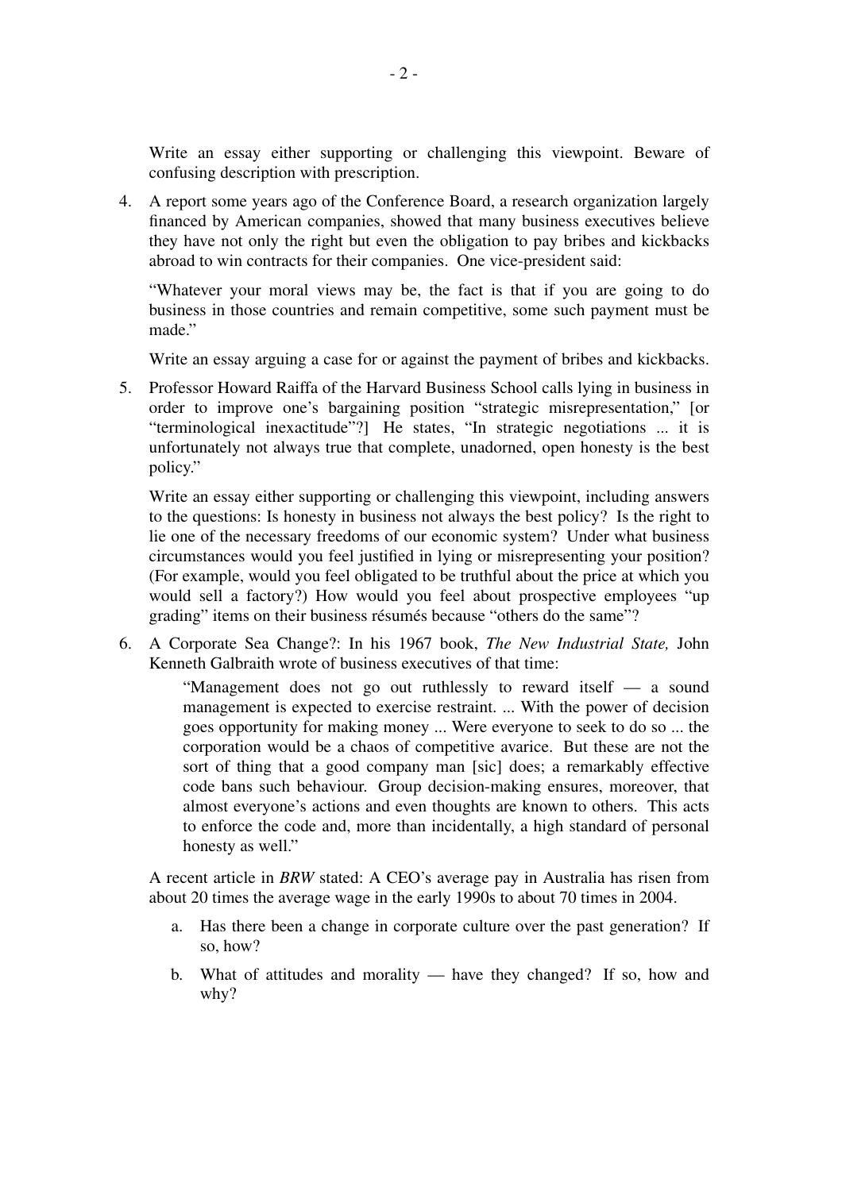Write an essay either supporting or challenging this viewpoint. Beware of confusing description with prescription.

4. A report some years ago of the Conference Board, a research organization largely financed by American companies, showed that many business executives believe they have not only the right but even the obligation to pay bribes and kickbacks abroad to win contracts for their companies. One vice-president said:

   "Whatever your moral views may be, the fact is that if you are going to do business in those countries and remain competitive, some such payment must be made."

   Write an essay arguing a case for or against the payment of bribes and kickbacks.

5. Professor Howard Raiffa of the Harvard Business School calls lying in business in order to improve one's bargaining position "strategic misrepresentation," [or "terminological inexactitude"?] He states, "In strategic negotiations ... it is unfortunately not always true that complete, unadorned, open honesty is the best policy."

   Write an essay either supporting or challenging this viewpoint, including answers to the questions: Is honesty in business not always the best policy? Is the right to lie one of the necessary freedoms of our economic system? Under what business circumstances would you feel justified in lying or misrepresenting your position? (For example, would you feel obligated to be truthful about the price at which you would sell a factory?) How would you feel about prospective employees "up grading" items on their business résumés because "others do the same"?

6. A Corporate Sea Change?: In his 1967 book, *The New Industrial State,* John Kenneth Galbraith wrote of business executives of that time:

   > "Management does not go out ruthlessly to reward itself — a sound management is expected to exercise restraint. ... With the power of decision goes opportunity for making money ... Were everyone to seek to do so ... the corporation would be a chaos of competitive avarice. But these are not the sort of thing that a good company man [sic] does; a remarkably effective code bans such behaviour. Group decision-making ensures, moreover, that almost everyone's actions and even thoughts are known to others. This acts to enforce the code and, more than incidentally, a high standard of personal honesty as well."

   A recent article in *BRW* stated: A CEO's average pay in Australia has risen from about 20 times the average wage in the early 1990s to about 70 times in 2004.

   a. Has there been a change in corporate culture over the past generation? If so, how?

   b. What of attitudes and morality — have they changed? If so, how and why?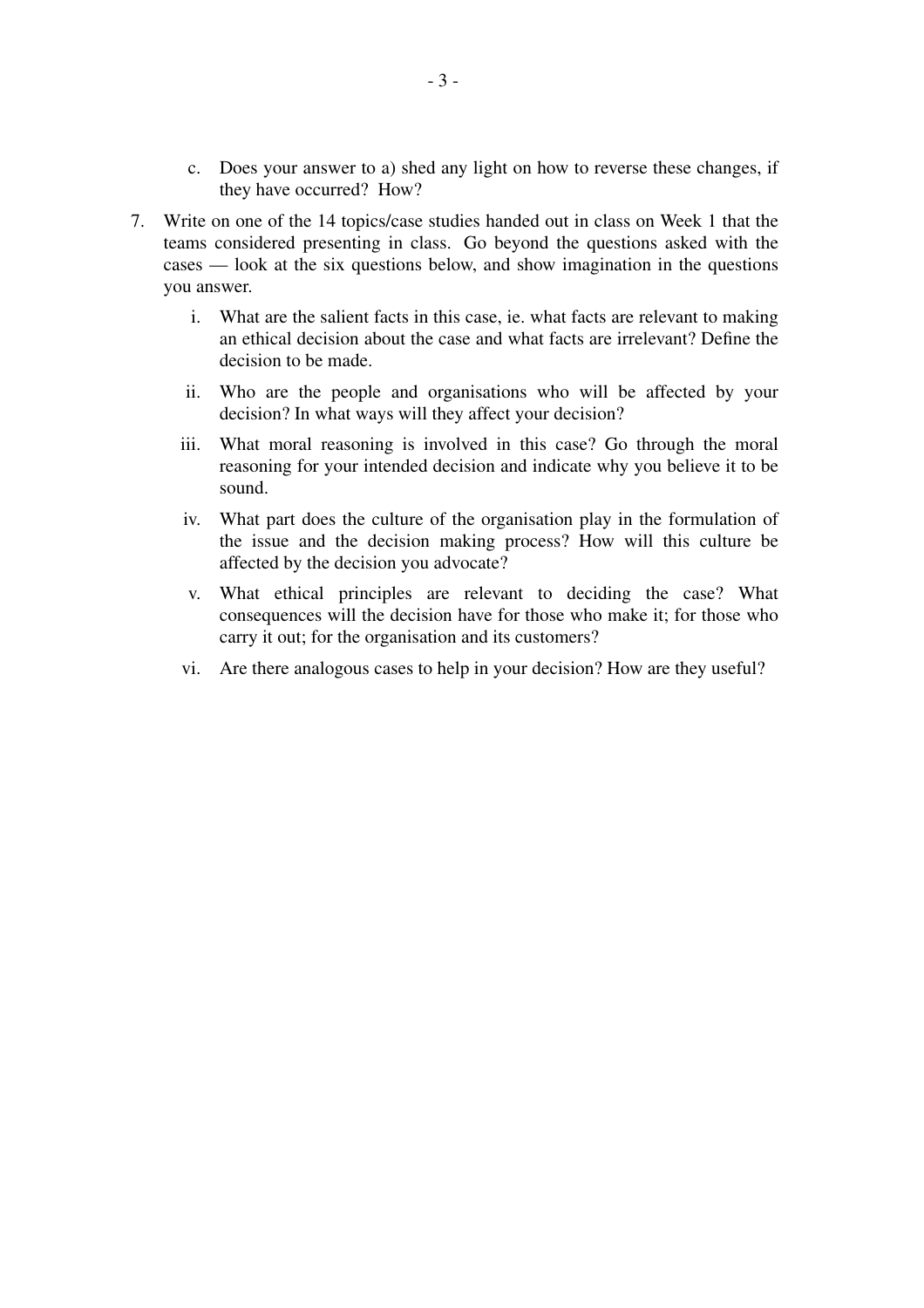c. Does your answer to a) shed any light on how to reverse these changes, if they have occurred? How?

7. Write on one of the 14 topics/case studies handed out in class on Week 1 that the teams considered presenting in class. Go beyond the questions asked with the cases — look at the six questions below, and show imagination in the questions you answer.

   i. What are the salient facts in this case, ie. what facts are relevant to making an ethical decision about the case and what facts are irrelevant? Define the decision to be made.

   ii. Who are the people and organisations who will be affected by your decision? In what ways will they affect your decision?

   iii. What moral reasoning is involved in this case? Go through the moral reasoning for your intended decision and indicate why you believe it to be sound.

   iv. What part does the culture of the organisation play in the formulation of the issue and the decision making process? How will this culture be affected by the decision you advocate?

   v. What ethical principles are relevant to deciding the case? What consequences will the decision have for those who make it; for those who carry it out; for the organisation and its customers?

   vi. Are there analogous cases to help in your decision? How are they useful?